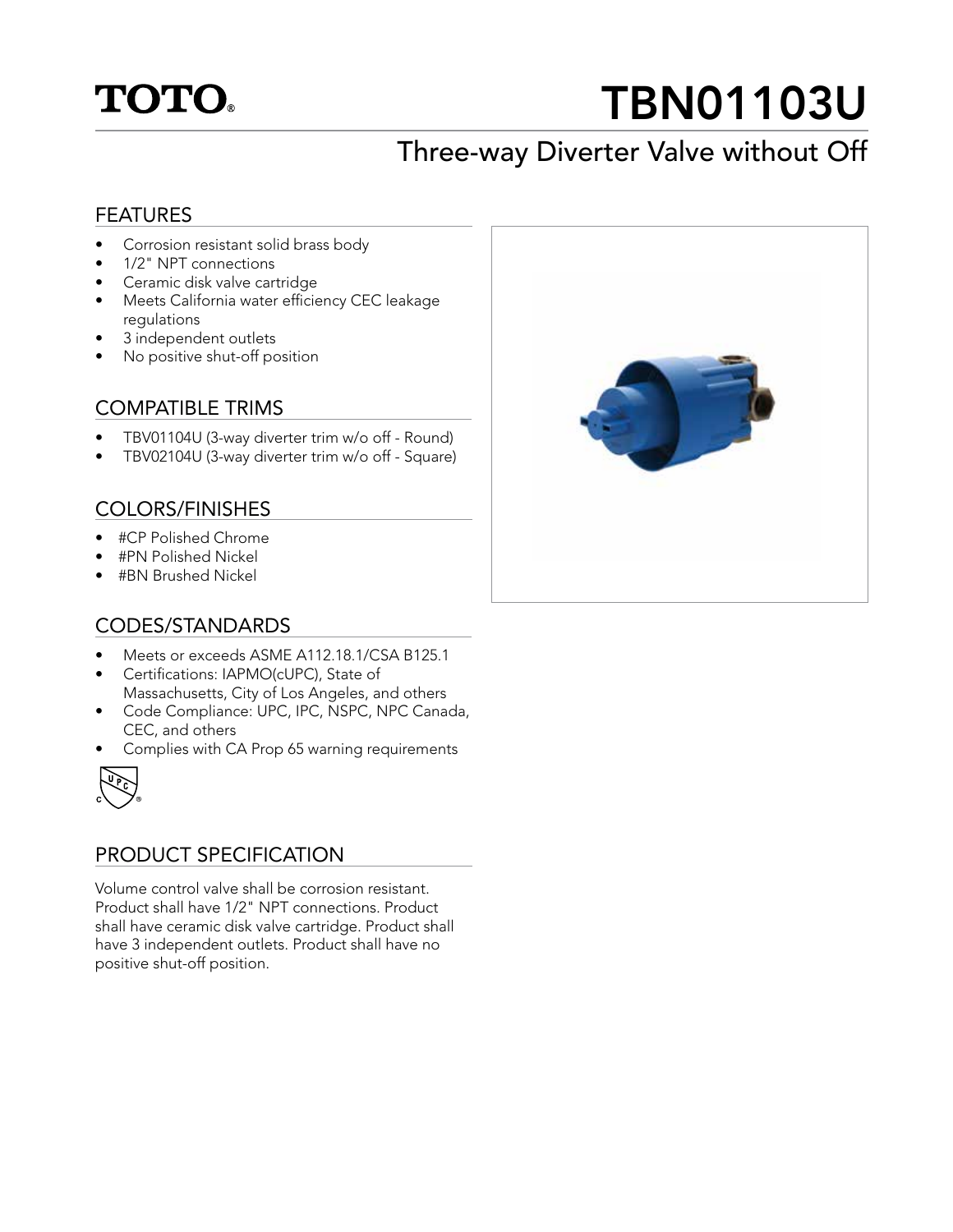TOTO®

# TBN01103U

## Three-way Diverter Valve without Off

### FEATURES

- Corrosion resistant solid brass body
- 1/2" NPT connections
- Ceramic disk valve cartridge
- Meets California water efficiency CEC leakage regulations
- 3 independent outlets
- No positive shut-off position

### COMPATIBLE TRIMS

- TBV01104U (3-way diverter trim w/o off - Round)
- TBV02104U (3-way diverter trim w/o off - Square)

### COLORS/FINISHES

- #CP Polished Chrome
- #PN Polished Nickel
- #BN Brushed Nickel

### CODES/STANDARDS

- Meets or exceeds ASME A112.18.1/CSA B125.1
- Certifications: IAPMO(cUPC), State of Massachusetts, City of Los Angeles, and others
- Code Compliance: UPC, IPC, NSPC, NPC Canada, CEC, and others
- Complies with CA Prop 65 warning requirements

### PRODUCT SPECIFICATION

Volume control valve shall be corrosion resistant. Product shall have 1/2" NPT connections. Product shall have ceramic disk valve cartridge. Product shall have 3 independent outlets. Product shall have no positive shut-off position.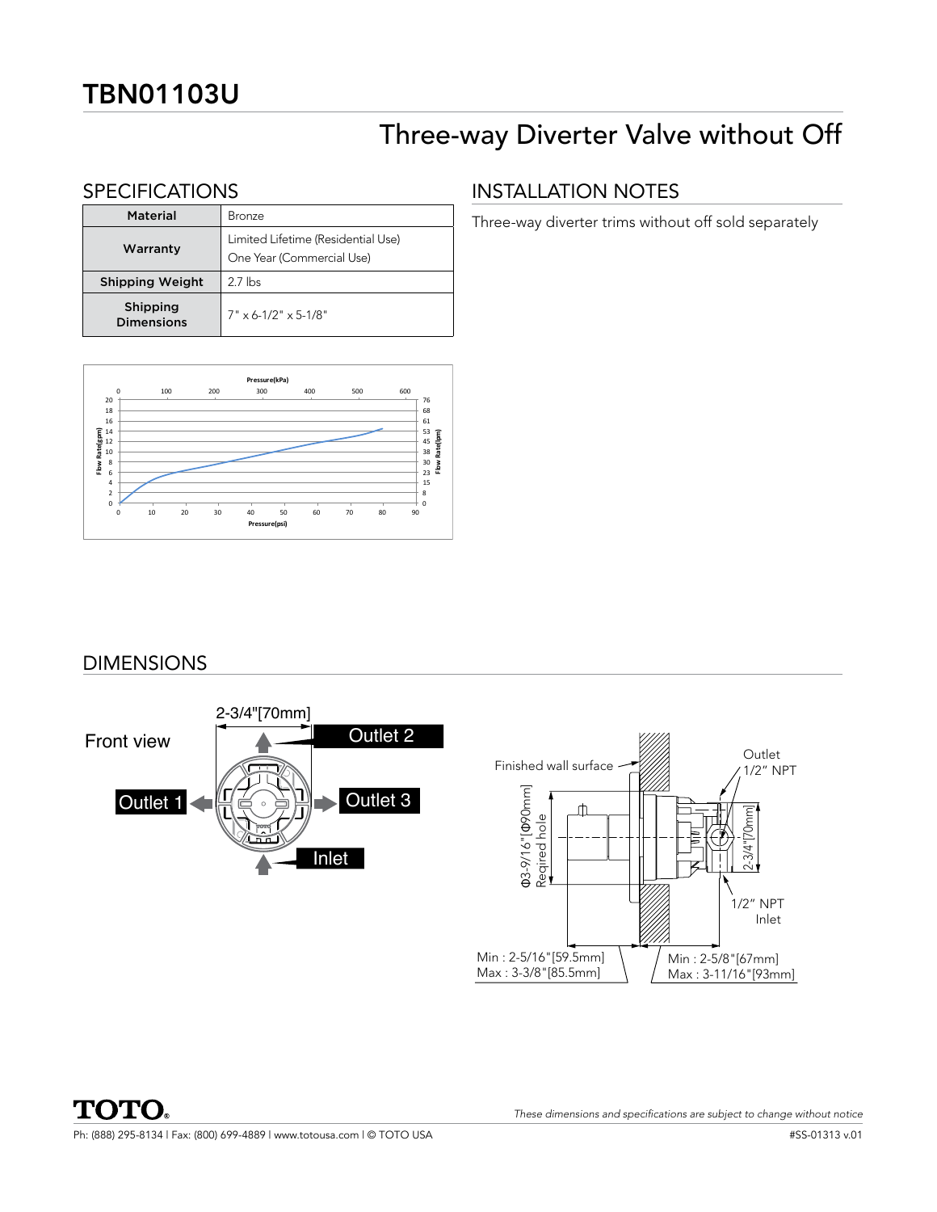# TBN01103U

## Three-way Diverter Valve without Off

## SPECIFICATIONS

| | |
|---|---|
| **Material** | Bronze |
| **Warranty** | Limited Lifetime (Residential Use)<br>One Year (Commercial Use) |
| **Shipping Weight** | 2.7 lbs |
| **Shipping Dimensions** | 7" x 6-1/2" x 5-1/8" |

Pressure(kPa)
0 100 200 300 400 500 600
Flow Rate(gpm)
0 2 4 6 8 10 12 14 16 18 20
Flow Rate(lpm)
0 8 15 23 30 38 45 53 61 68 76
0 10 20 30 40 50 60 70 80 90
Pressure(psi)

## INSTALLATION NOTES

Three-way diverter trims without off sold separately

## DIMENSIONS

Front view

2-3/4"[70mm]

Outlet 2

Outlet 1

Outlet 3

Inlet

Finished wall surface

Outlet 1/2" NPT

Φ3-9/16"[Φ90mm] Reqired hole

2-3/4"[70mm]

1/2" NPT Inlet

Min : 2-5/16"[59.5mm]
Max : 3-3/8"[85.5mm]

Min : 2-5/8"[67mm]
Max : 3-11/16"[93mm]

*These dimensions and specifications are subject to change without notice*

TOTO®

Ph: (888) 295-8134 | Fax: (800) 699-4889 | www.totousa.com | © TOTO USA

#SS-01313 v.01